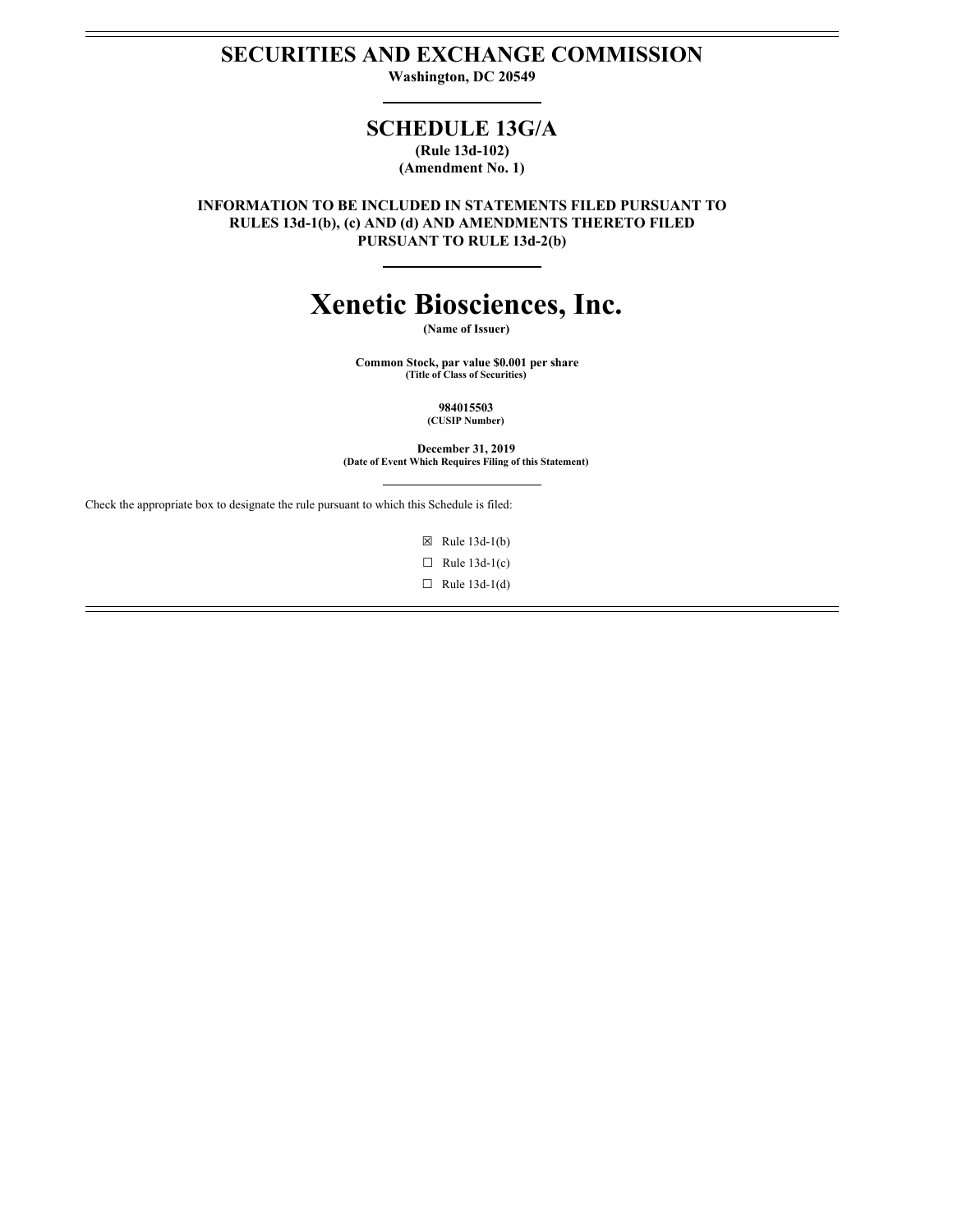# SECURITIES AND EXCHANGE COMMISSION

**Washington, DC 20549**

## SCHEDULE 13G/A

**(Rule 13d-102)**
**(Amendment No. 1)**

**INFORMATION TO BE INCLUDED IN STATEMENTS FILED PURSUANT TO RULES 13d-1(b), (c) AND (d) AND AMENDMENTS THERETO FILED PURSUANT TO RULE 13d-2(b)**

# Xenetic Biosciences, Inc.

**(Name of Issuer)**

**Common Stock, par value $0.001 per share**
**(Title of Class of Securities)**

**984015503**
**(CUSIP Number)**

**December 31, 2019**
**(Date of Event Which Requires Filing of this Statement)**

Check the appropriate box to designate the rule pursuant to which this Schedule is filed:

☒ Rule 13d-1(b)

☐ Rule 13d-1(c)

☐ Rule 13d-1(d)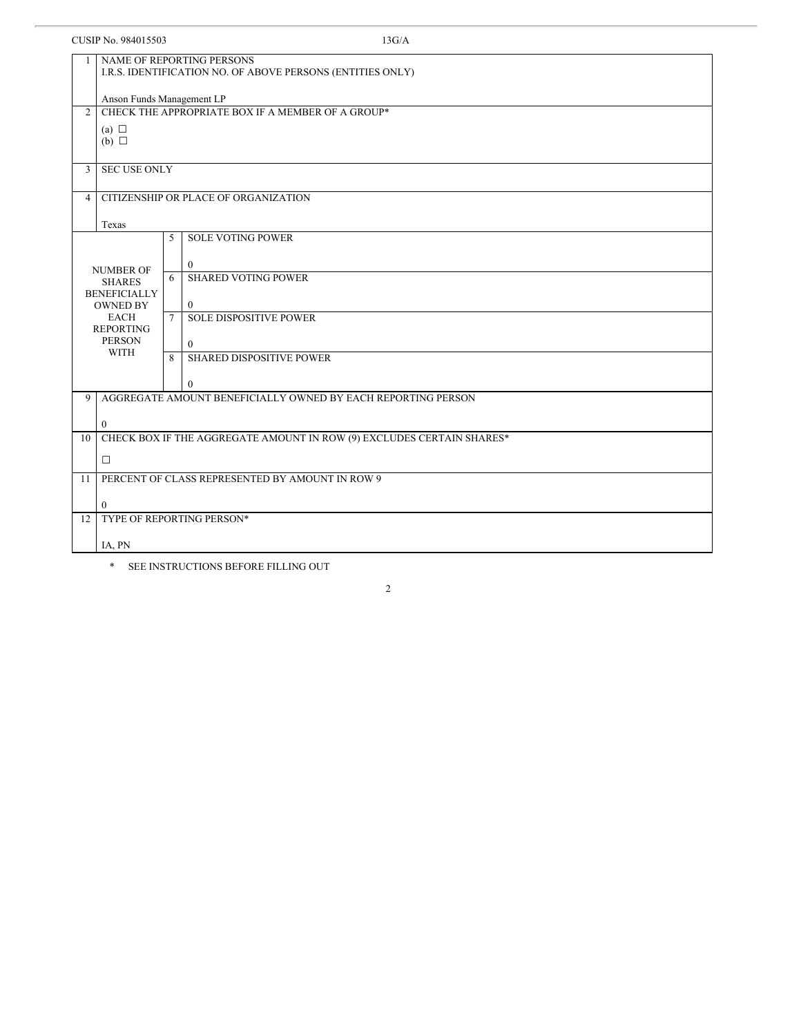CUSIP No. 984015503 13G/A

| | | | |
|---|---|---|---|
| 1 | NAME OF REPORTING PERSONS<br>I.R.S. IDENTIFICATION NO. OF ABOVE PERSONS (ENTITIES ONLY)<br><br>Anson Funds Management LP | | |
| 2 | CHECK THE APPROPRIATE BOX IF A MEMBER OF A GROUP*<br><br>(a) ☐<br>(b) ☐ | | |
| 3 | SEC USE ONLY | | |
| 4 | CITIZENSHIP OR PLACE OF ORGANIZATION<br><br>Texas | | |
| NUMBER OF SHARES BENEFICIALLY OWNED BY EACH REPORTING PERSON WITH | 5 | SOLE VOTING POWER<br><br>0 | |
| | 6 | SHARED VOTING POWER<br><br>0 | |
| | 7 | SOLE DISPOSITIVE POWER<br><br>0 | |
| | 8 | SHARED DISPOSITIVE POWER<br><br>0 | |
| 9 | AGGREGATE AMOUNT BENEFICIALLY OWNED BY EACH REPORTING PERSON<br><br>0 | | |
| 10 | CHECK BOX IF THE AGGREGATE AMOUNT IN ROW (9) EXCLUDES CERTAIN SHARES*<br><br>☐ | | |
| 11 | PERCENT OF CLASS REPRESENTED BY AMOUNT IN ROW 9<br><br>0 | | |
| 12 | TYPE OF REPORTING PERSON*<br><br>IA, PN | | |

\* SEE INSTRUCTIONS BEFORE FILLING OUT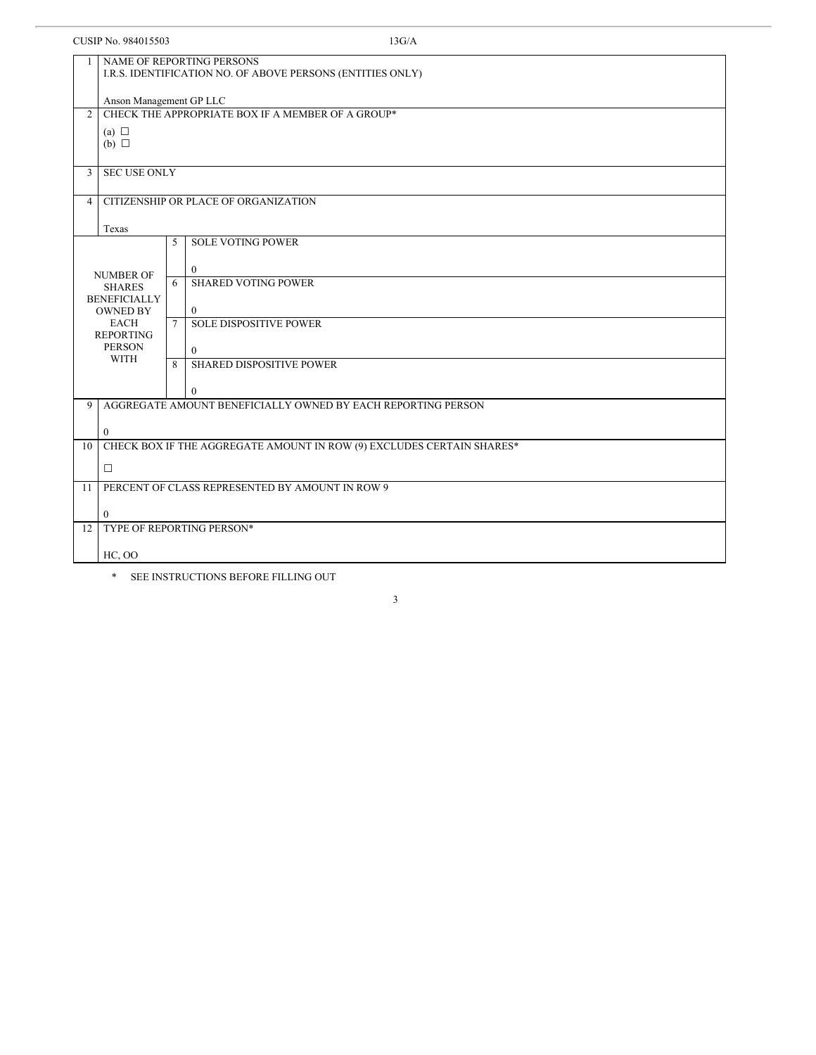CUSIP No. 984015503 13G/A

| | | | |
|---|---|---|---|
| 1 | NAME OF REPORTING PERSONS<br>I.R.S. IDENTIFICATION NO. OF ABOVE PERSONS (ENTITIES ONLY)<br><br>Anson Management GP LLC | | |
| 2 | CHECK THE APPROPRIATE BOX IF A MEMBER OF A GROUP*<br><br>(a) ☐<br>(b) ☐ | | |
| 3 | SEC USE ONLY | | |
| 4 | CITIZENSHIP OR PLACE OF ORGANIZATION<br><br>Texas | | |
| NUMBER OF SHARES BENEFICIALLY OWNED BY EACH REPORTING PERSON WITH | 5 | SOLE VOTING POWER<br><br>0 | |
| | 6 | SHARED VOTING POWER<br><br>0 | |
| | 7 | SOLE DISPOSITIVE POWER<br><br>0 | |
| | 8 | SHARED DISPOSITIVE POWER<br><br>0 | |
| 9 | AGGREGATE AMOUNT BENEFICIALLY OWNED BY EACH REPORTING PERSON<br><br>0 | | |
| 10 | CHECK BOX IF THE AGGREGATE AMOUNT IN ROW (9) EXCLUDES CERTAIN SHARES*<br><br>☐ | | |
| 11 | PERCENT OF CLASS REPRESENTED BY AMOUNT IN ROW 9<br><br>0 | | |
| 12 | TYPE OF REPORTING PERSON*<br><br>HC, OO | | |

\* SEE INSTRUCTIONS BEFORE FILLING OUT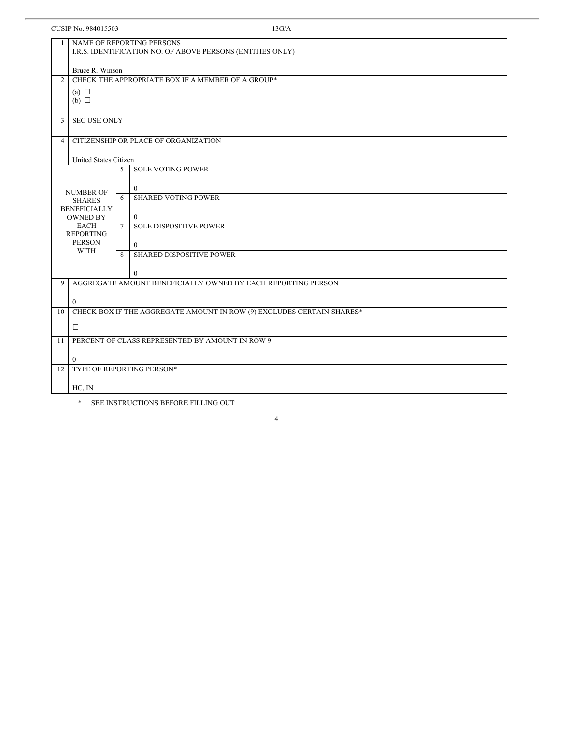CUSIP No. 984015503 13G/A

| | | | |
|---|---|---|---|
| 1 | NAME OF REPORTING PERSONS<br>I.R.S. IDENTIFICATION NO. OF ABOVE PERSONS (ENTITIES ONLY)<br><br>Bruce R. Winson | | |
| 2 | CHECK THE APPROPRIATE BOX IF A MEMBER OF A GROUP*<br><br>(a) ☐<br>(b) ☐ | | |
| 3 | SEC USE ONLY | | |
| 4 | CITIZENSHIP OR PLACE OF ORGANIZATION<br><br>United States Citizen | | |
| NUMBER OF SHARES BENEFICIALLY OWNED BY EACH REPORTING PERSON WITH | 5 | SOLE VOTING POWER<br><br>0 | |
| | 6 | SHARED VOTING POWER<br><br>0 | |
| | 7 | SOLE DISPOSITIVE POWER<br><br>0 | |
| | 8 | SHARED DISPOSITIVE POWER<br><br>0 | |
| 9 | AGGREGATE AMOUNT BENEFICIALLY OWNED BY EACH REPORTING PERSON<br><br>0 | | |
| 10 | CHECK BOX IF THE AGGREGATE AMOUNT IN ROW (9) EXCLUDES CERTAIN SHARES*<br><br>☐ | | |
| 11 | PERCENT OF CLASS REPRESENTED BY AMOUNT IN ROW 9<br><br>0 | | |
| 12 | TYPE OF REPORTING PERSON*<br><br>HC, IN | | |

\* SEE INSTRUCTIONS BEFORE FILLING OUT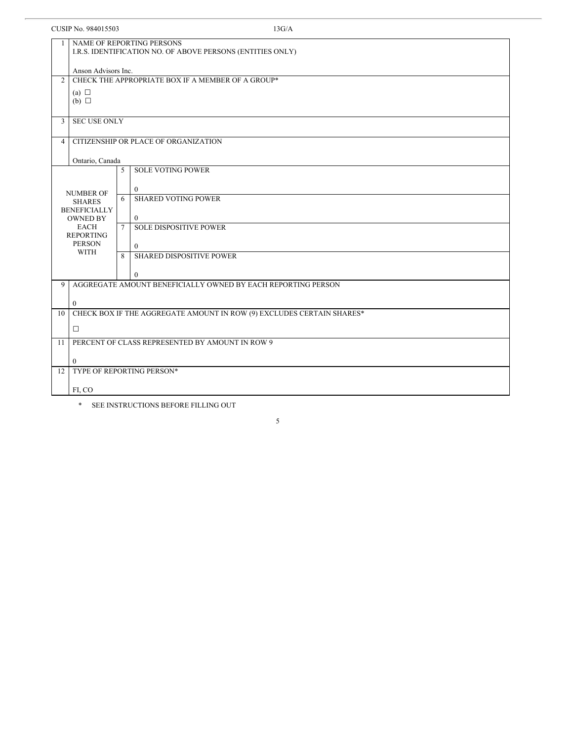CUSIP No. 984015503 13G/A

| | | | |
|---|---|---|---|
| 1 | NAME OF REPORTING PERSONS<br>I.R.S. IDENTIFICATION NO. OF ABOVE PERSONS (ENTITIES ONLY)<br><br>Anson Advisors Inc. | | |
| 2 | CHECK THE APPROPRIATE BOX IF A MEMBER OF A GROUP*<br><br>(a) ☐<br>(b) ☐ | | |
| 3 | SEC USE ONLY | | |
| 4 | CITIZENSHIP OR PLACE OF ORGANIZATION<br><br>Ontario, Canada | | |
| NUMBER OF SHARES BENEFICIALLY OWNED BY EACH REPORTING PERSON WITH | | 5 | SOLE VOTING POWER<br><br>0 |
| | | 6 | SHARED VOTING POWER<br><br>0 |
| | | 7 | SOLE DISPOSITIVE POWER<br><br>0 |
| | | 8 | SHARED DISPOSITIVE POWER<br><br>0 |
| 9 | AGGREGATE AMOUNT BENEFICIALLY OWNED BY EACH REPORTING PERSON<br><br>0 | | |
| 10 | CHECK BOX IF THE AGGREGATE AMOUNT IN ROW (9) EXCLUDES CERTAIN SHARES*<br><br>☐ | | |
| 11 | PERCENT OF CLASS REPRESENTED BY AMOUNT IN ROW 9<br><br>0 | | |
| 12 | TYPE OF REPORTING PERSON*<br><br>FI, CO | | |

\* SEE INSTRUCTIONS BEFORE FILLING OUT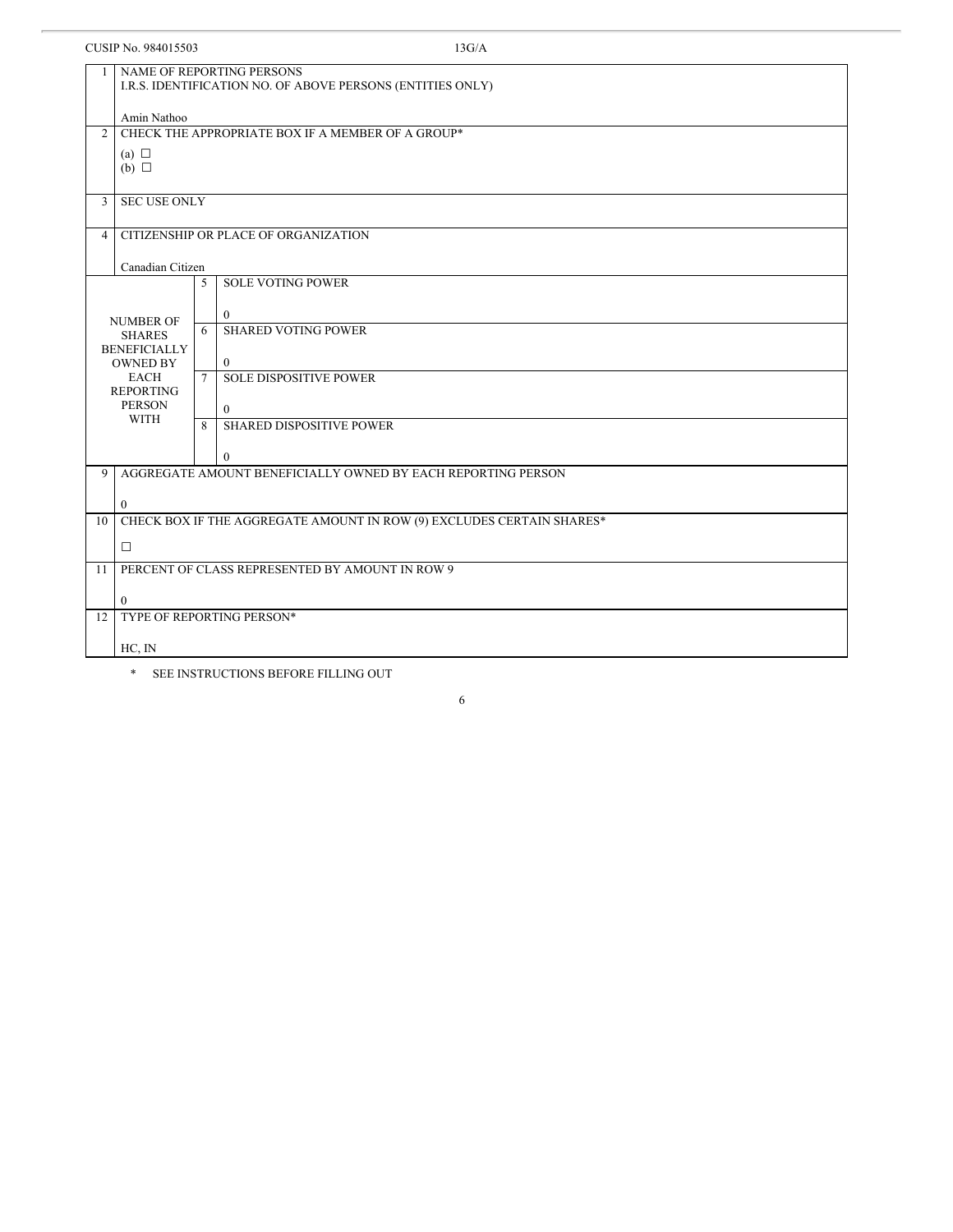CUSIP No. 984015503 13G/A

| | | | |
|---|---|---|---|
| 1 | NAME OF REPORTING PERSONS<br>I.R.S. IDENTIFICATION NO. OF ABOVE PERSONS (ENTITIES ONLY)<br><br>Amin Nathoo | | |
| 2 | CHECK THE APPROPRIATE BOX IF A MEMBER OF A GROUP*<br><br>(a) ☐<br>(b) ☐ | | |
| 3 | SEC USE ONLY | | |
| 4 | CITIZENSHIP OR PLACE OF ORGANIZATION<br><br>Canadian Citizen | | |
| NUMBER OF SHARES BENEFICIALLY OWNED BY EACH REPORTING PERSON WITH | 5 | SOLE VOTING POWER<br><br>0 | |
| | 6 | SHARED VOTING POWER<br><br>0 | |
| | 7 | SOLE DISPOSITIVE POWER<br><br>0 | |
| | 8 | SHARED DISPOSITIVE POWER<br><br>0 | |
| 9 | AGGREGATE AMOUNT BENEFICIALLY OWNED BY EACH REPORTING PERSON<br><br>0 | | |
| 10 | CHECK BOX IF THE AGGREGATE AMOUNT IN ROW (9) EXCLUDES CERTAIN SHARES*<br><br>☐ | | |
| 11 | PERCENT OF CLASS REPRESENTED BY AMOUNT IN ROW 9<br><br>0 | | |
| 12 | TYPE OF REPORTING PERSON*<br><br>HC, IN | | |

\* SEE INSTRUCTIONS BEFORE FILLING OUT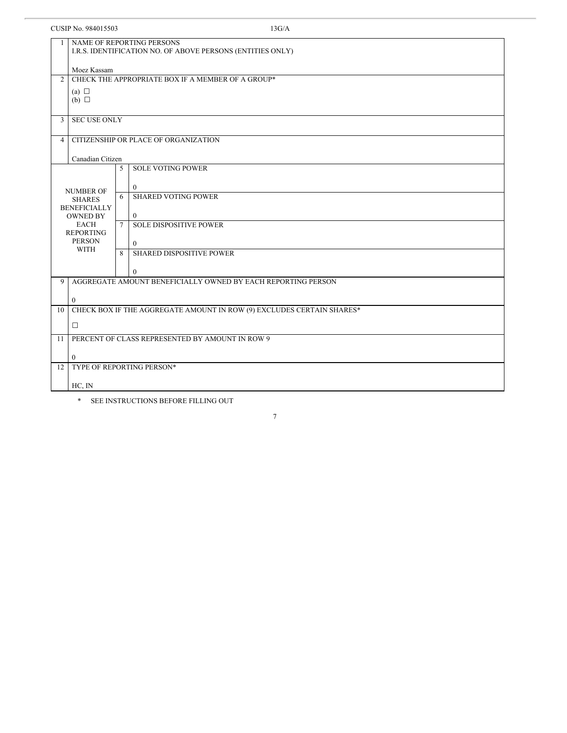CUSIP No. 984015503 13G/A

| | | | |
|---|---|---|---|
| 1 | NAME OF REPORTING PERSONS<br>I.R.S. IDENTIFICATION NO. OF ABOVE PERSONS (ENTITIES ONLY)<br><br>Moez Kassam | | |
| 2 | CHECK THE APPROPRIATE BOX IF A MEMBER OF A GROUP*<br><br>(a) ☐<br>(b) ☐ | | |
| 3 | SEC USE ONLY | | |
| 4 | CITIZENSHIP OR PLACE OF ORGANIZATION<br><br>Canadian Citizen | | |
| NUMBER OF SHARES BENEFICIALLY OWNED BY EACH REPORTING PERSON WITH | | 5 | SOLE VOTING POWER<br><br>0 |
| | | 6 | SHARED VOTING POWER<br><br>0 |
| | | 7 | SOLE DISPOSITIVE POWER<br><br>0 |
| | | 8 | SHARED DISPOSITIVE POWER<br><br>0 |
| 9 | AGGREGATE AMOUNT BENEFICIALLY OWNED BY EACH REPORTING PERSON<br><br>0 | | |
| 10 | CHECK BOX IF THE AGGREGATE AMOUNT IN ROW (9) EXCLUDES CERTAIN SHARES*<br><br>☐ | | |
| 11 | PERCENT OF CLASS REPRESENTED BY AMOUNT IN ROW 9<br><br>0 | | |
| 12 | TYPE OF REPORTING PERSON*<br><br>HC, IN | | |

\* SEE INSTRUCTIONS BEFORE FILLING OUT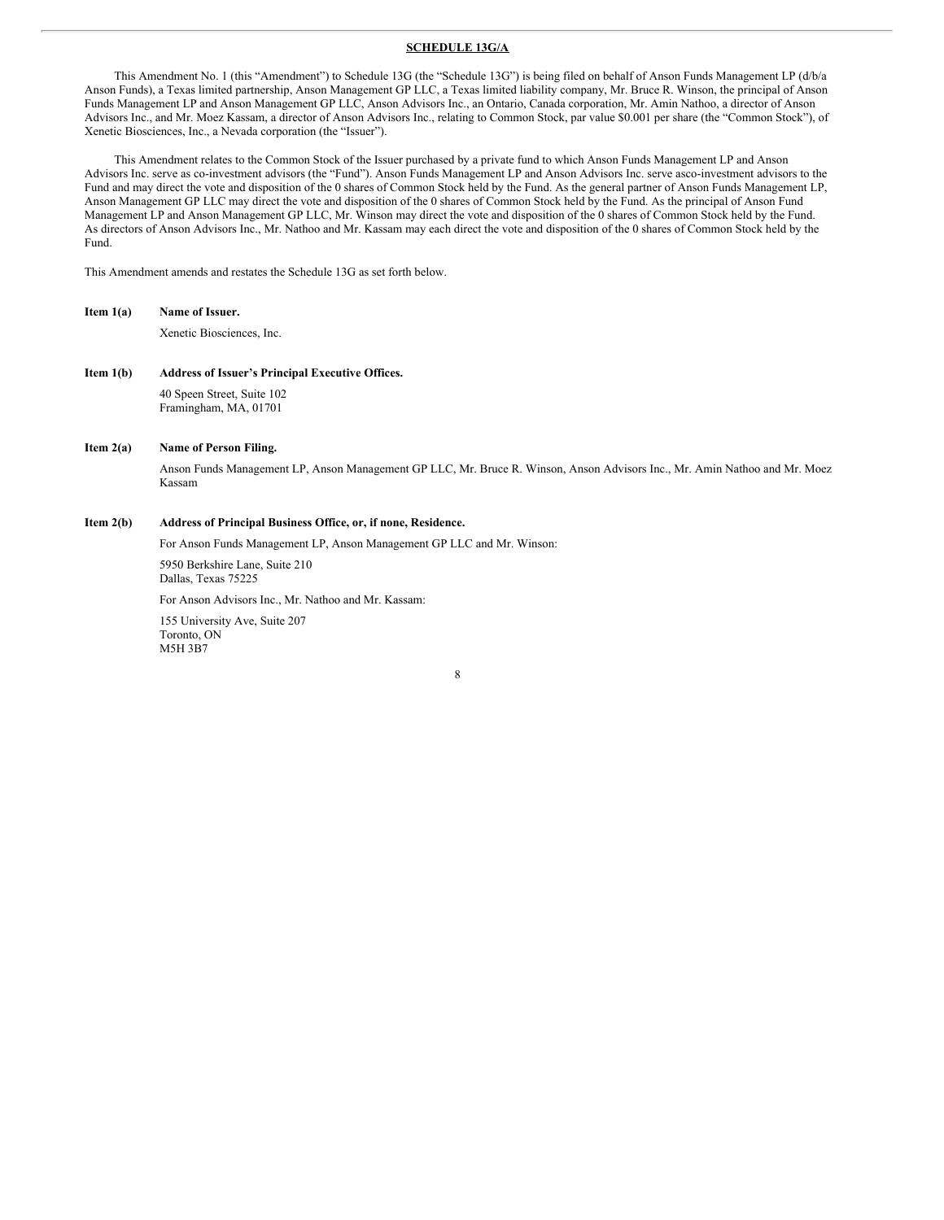**SCHEDULE 13G/A**

This Amendment No. 1 (this "Amendment") to Schedule 13G (the "Schedule 13G") is being filed on behalf of Anson Funds Management LP (d/b/a Anson Funds), a Texas limited partnership, Anson Management GP LLC, a Texas limited liability company, Mr. Bruce R. Winson, the principal of Anson Funds Management LP and Anson Management GP LLC, Anson Advisors Inc., an Ontario, Canada corporation, Mr. Amin Nathoo, a director of Anson Advisors Inc., and Mr. Moez Kassam, a director of Anson Advisors Inc., relating to Common Stock, par value $0.001 per share (the "Common Stock"), of Xenetic Biosciences, Inc., a Nevada corporation (the "Issuer").

This Amendment relates to the Common Stock of the Issuer purchased by a private fund to which Anson Funds Management LP and Anson Advisors Inc. serve as co-investment advisors (the "Fund"). Anson Funds Management LP and Anson Advisors Inc. serve asco-investment advisors to the Fund and may direct the vote and disposition of the 0 shares of Common Stock held by the Fund. As the general partner of Anson Funds Management LP, Anson Management GP LLC may direct the vote and disposition of the 0 shares of Common Stock held by the Fund. As the principal of Anson Fund Management LP and Anson Management GP LLC, Mr. Winson may direct the vote and disposition of the 0 shares of Common Stock held by the Fund. As directors of Anson Advisors Inc., Mr. Nathoo and Mr. Kassam may each direct the vote and disposition of the 0 shares of Common Stock held by the Fund.

This Amendment amends and restates the Schedule 13G as set forth below.

**Item 1(a) Name of Issuer.**

Xenetic Biosciences, Inc.

**Item 1(b) Address of Issuer's Principal Executive Offices.**

40 Speen Street, Suite 102
Framingham, MA, 01701

**Item 2(a) Name of Person Filing.**

Anson Funds Management LP, Anson Management GP LLC, Mr. Bruce R. Winson, Anson Advisors Inc., Mr. Amin Nathoo and Mr. Moez Kassam

**Item 2(b) Address of Principal Business Office, or, if none, Residence.**

For Anson Funds Management LP, Anson Management GP LLC and Mr. Winson:

5950 Berkshire Lane, Suite 210
Dallas, Texas 75225

For Anson Advisors Inc., Mr. Nathoo and Mr. Kassam:

155 University Ave, Suite 207
Toronto, ON
M5H 3B7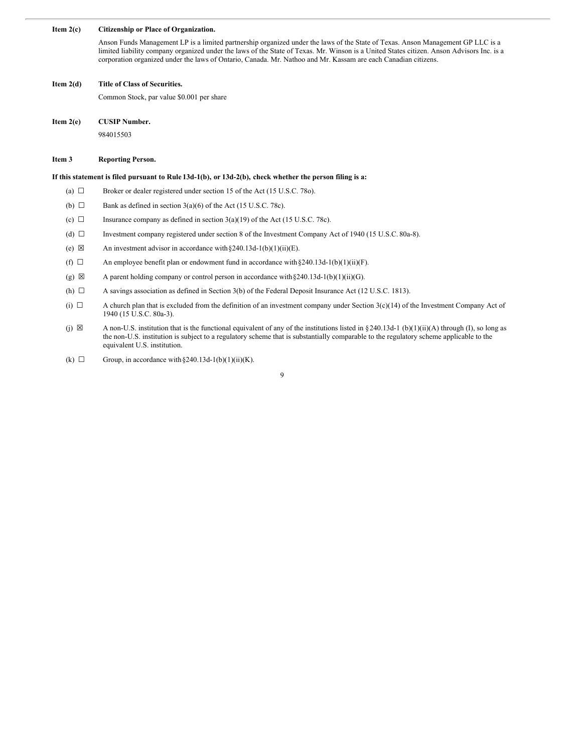**Item 2(c) Citizenship or Place of Organization.**

Anson Funds Management LP is a limited partnership organized under the laws of the State of Texas. Anson Management GP LLC is a limited liability company organized under the laws of the State of Texas. Mr. Winson is a United States citizen. Anson Advisors Inc. is a corporation organized under the laws of Ontario, Canada. Mr. Nathoo and Mr. Kassam are each Canadian citizens.

**Item 2(d) Title of Class of Securities.**

Common Stock, par value $0.001 per share

**Item 2(e) CUSIP Number.**

984015503

**Item 3 Reporting Person.**

**If this statement is filed pursuant to Rule 13d-1(b), or 13d-2(b), check whether the person filing is a:**

(a) ☐ Broker or dealer registered under section 15 of the Act (15 U.S.C. 78o).

(b) ☐ Bank as defined in section 3(a)(6) of the Act (15 U.S.C. 78c).

(c) ☐ Insurance company as defined in section 3(a)(19) of the Act (15 U.S.C. 78c).

(d) ☐ Investment company registered under section 8 of the Investment Company Act of 1940 (15 U.S.C. 80a-8).

(e) ☒ An investment advisor in accordance with §240.13d-1(b)(1)(ii)(E).

(f) ☐ An employee benefit plan or endowment fund in accordance with §240.13d-1(b)(1)(ii)(F).

(g) ☒ A parent holding company or control person in accordance with §240.13d-1(b)(1)(ii)(G).

(h) ☐ A savings association as defined in Section 3(b) of the Federal Deposit Insurance Act (12 U.S.C. 1813).

(i) ☐ A church plan that is excluded from the definition of an investment company under Section 3(c)(14) of the Investment Company Act of 1940 (15 U.S.C. 80a-3).

(j) ☒ A non-U.S. institution that is the functional equivalent of any of the institutions listed in §240.13d-1 (b)(1)(ii)(A) through (I), so long as the non-U.S. institution is subject to a regulatory scheme that is substantially comparable to the regulatory scheme applicable to the equivalent U.S. institution.

(k) ☐ Group, in accordance with §240.13d-1(b)(1)(ii)(K).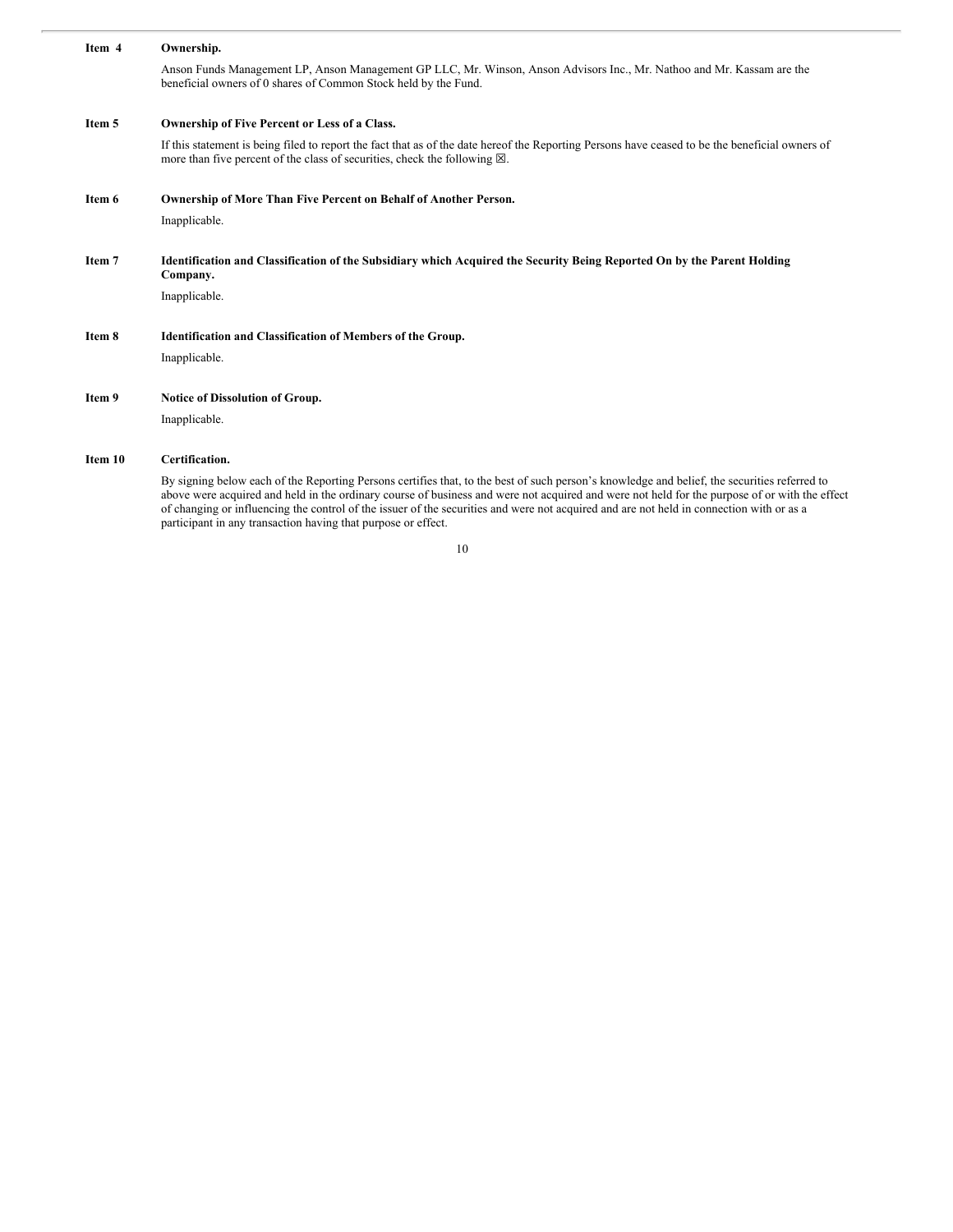**Item 4 Ownership.**

Anson Funds Management LP, Anson Management GP LLC, Mr. Winson, Anson Advisors Inc., Mr. Nathoo and Mr. Kassam are the beneficial owners of 0 shares of Common Stock held by the Fund.

**Item 5 Ownership of Five Percent or Less of a Class.**

If this statement is being filed to report the fact that as of the date hereof the Reporting Persons have ceased to be the beneficial owners of more than five percent of the class of securities, check the following ☒.

**Item 6 Ownership of More Than Five Percent on Behalf of Another Person.**

Inapplicable.

**Item 7 Identification and Classification of the Subsidiary which Acquired the Security Being Reported On by the Parent Holding Company.**

Inapplicable.

**Item 8 Identification and Classification of Members of the Group.**

Inapplicable.

**Item 9 Notice of Dissolution of Group.**

Inapplicable.

**Item 10 Certification.**

By signing below each of the Reporting Persons certifies that, to the best of such person's knowledge and belief, the securities referred to above were acquired and held in the ordinary course of business and were not acquired and were not held for the purpose of or with the effect of changing or influencing the control of the issuer of the securities and were not acquired and are not held in connection with or as a participant in any transaction having that purpose or effect.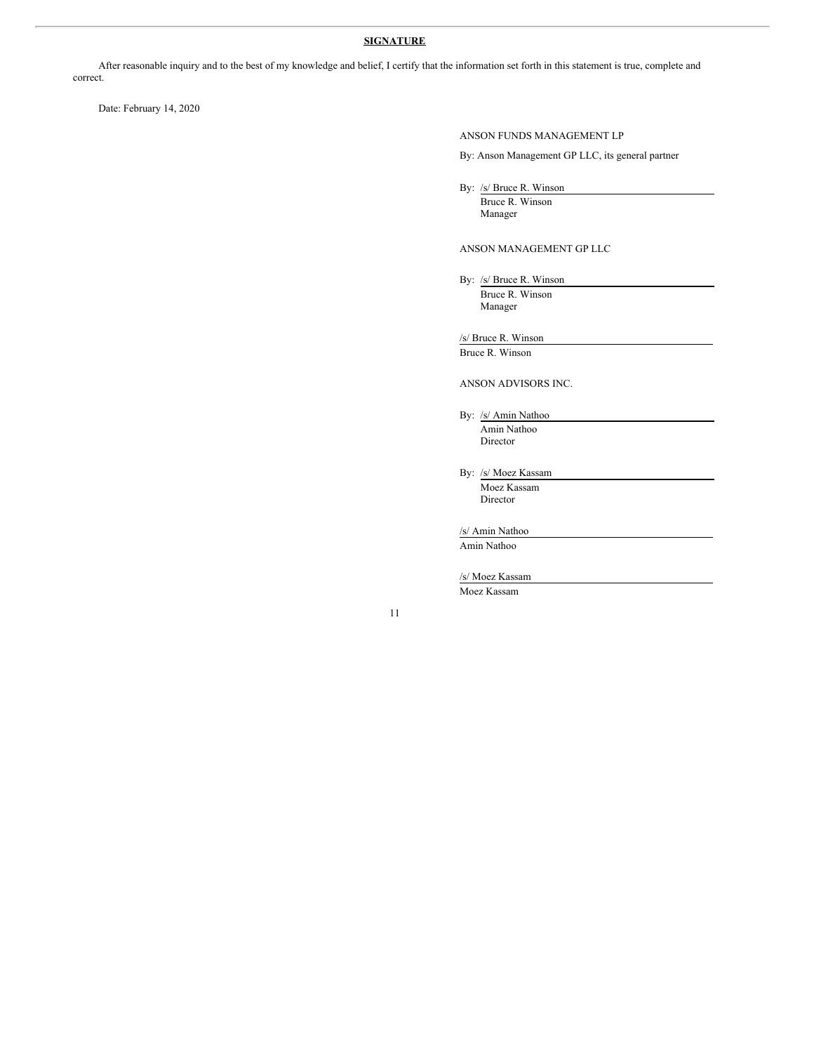**SIGNATURE**

After reasonable inquiry and to the best of my knowledge and belief, I certify that the information set forth in this statement is true, complete and correct.

Date: February 14, 2020

ANSON FUNDS MANAGEMENT LP

By: Anson Management GP LLC, its general partner

By: /s/ Bruce R. Winson
Bruce R. Winson
Manager

ANSON MANAGEMENT GP LLC

By: /s/ Bruce R. Winson
Bruce R. Winson
Manager

/s/ Bruce R. Winson
Bruce R. Winson

ANSON ADVISORS INC.

By: /s/ Amin Nathoo
Amin Nathoo
Director

By: /s/ Moez Kassam
Moez Kassam
Director

/s/ Amin Nathoo
Amin Nathoo

/s/ Moez Kassam
Moez Kassam